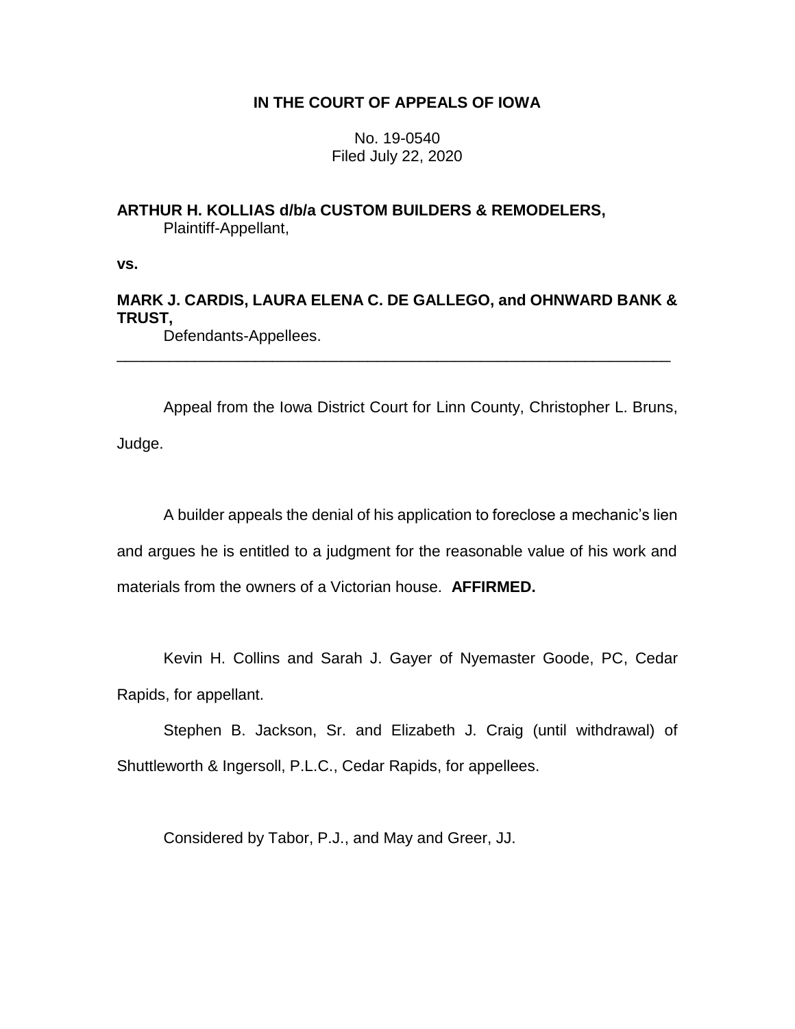**IN THE COURT OF APPEALS OF IOWA**

No. 19-0540
Filed July 22, 2020

**ARTHUR H. KOLLIAS d/b/a CUSTOM BUILDERS & REMODELERS,**
Plaintiff-Appellant,

**vs.**

**MARK J. CARDIS, LAURA ELENA C. DE GALLEGO, and OHNWARD BANK & TRUST,**
Defendants-Appellees.

---

Appeal from the Iowa District Court for Linn County, Christopher L. Bruns, Judge.

A builder appeals the denial of his application to foreclose a mechanic's lien and argues he is entitled to a judgment for the reasonable value of his work and materials from the owners of a Victorian house. **AFFIRMED.**

Kevin H. Collins and Sarah J. Gayer of Nyemaster Goode, PC, Cedar Rapids, for appellant.

Stephen B. Jackson, Sr. and Elizabeth J. Craig (until withdrawal) of Shuttleworth & Ingersoll, P.L.C., Cedar Rapids, for appellees.

Considered by Tabor, P.J., and May and Greer, JJ.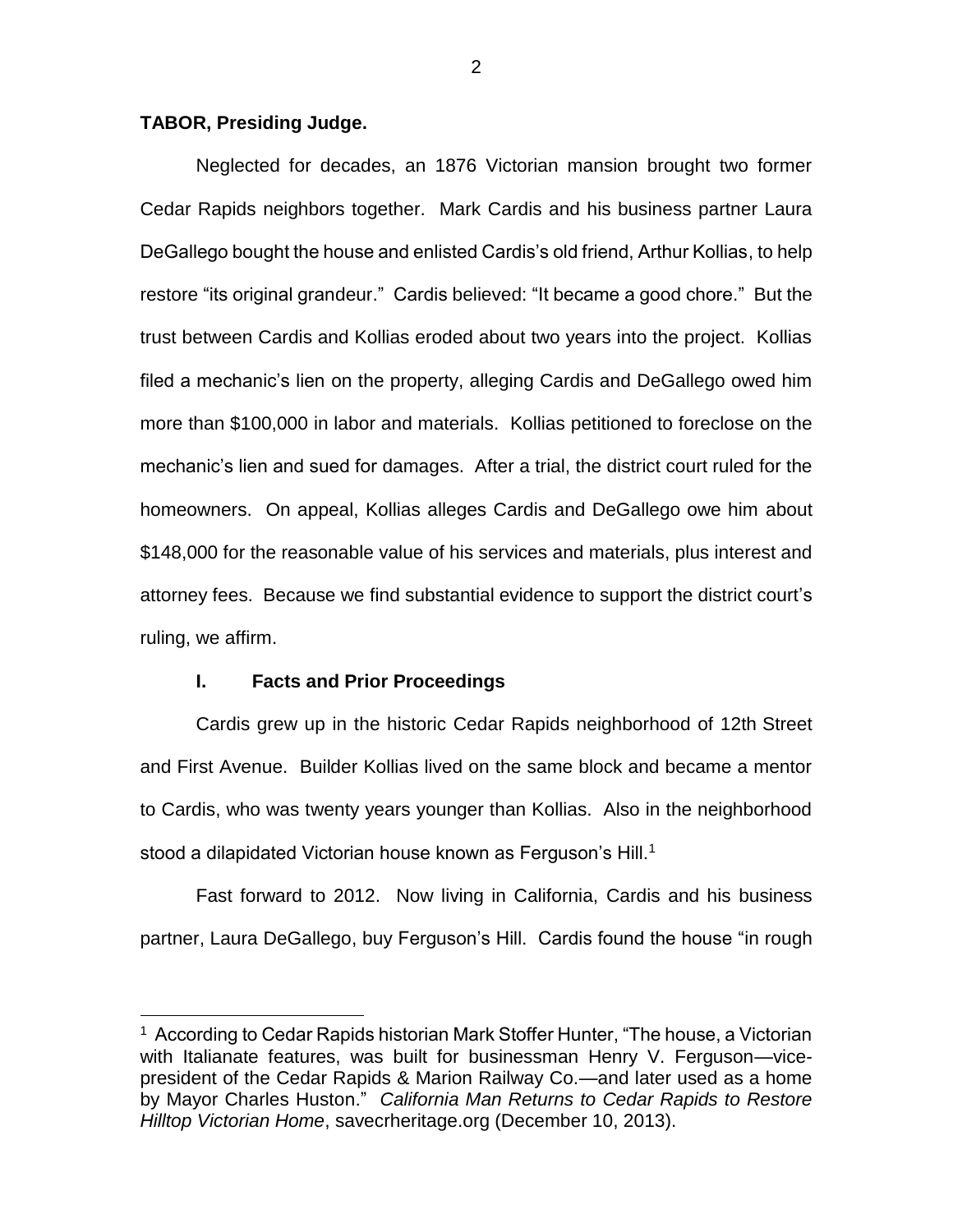**TABOR, Presiding Judge.**

Neglected for decades, an 1876 Victorian mansion brought two former Cedar Rapids neighbors together. Mark Cardis and his business partner Laura DeGallego bought the house and enlisted Cardis's old friend, Arthur Kollias, to help restore "its original grandeur." Cardis believed: "It became a good chore." But the trust between Cardis and Kollias eroded about two years into the project. Kollias filed a mechanic's lien on the property, alleging Cardis and DeGallego owed him more than \$100,000 in labor and materials. Kollias petitioned to foreclose on the mechanic's lien and sued for damages. After a trial, the district court ruled for the homeowners. On appeal, Kollias alleges Cardis and DeGallego owe him about \$148,000 for the reasonable value of his services and materials, plus interest and attorney fees. Because we find substantial evidence to support the district court's ruling, we affirm.

## I. Facts and Prior Proceedings

Cardis grew up in the historic Cedar Rapids neighborhood of 12th Street and First Avenue. Builder Kollias lived on the same block and became a mentor to Cardis, who was twenty years younger than Kollias. Also in the neighborhood stood a dilapidated Victorian house known as Ferguson's Hill.[1]

Fast forward to 2012. Now living in California, Cardis and his business partner, Laura DeGallego, buy Ferguson's Hill. Cardis found the house "in rough

[1] According to Cedar Rapids historian Mark Stoffer Hunter, "The house, a Victorian with Italianate features, was built for businessman Henry V. Ferguson—vice-president of the Cedar Rapids & Marion Railway Co.—and later used as a home by Mayor Charles Huston." *California Man Returns to Cedar Rapids to Restore Hilltop Victorian Home*, savecrheritage.org (December 10, 2013).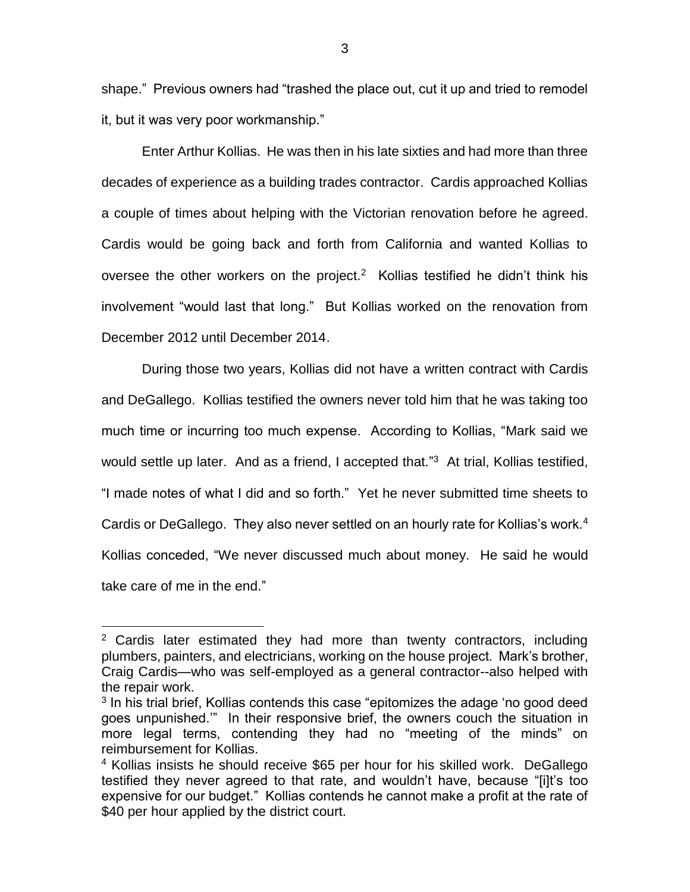shape." Previous owners had "trashed the place out, cut it up and tried to remodel it, but it was very poor workmanship."

Enter Arthur Kollias. He was then in his late sixties and had more than three decades of experience as a building trades contractor. Cardis approached Kollias a couple of times about helping with the Victorian renovation before he agreed. Cardis would be going back and forth from California and wanted Kollias to oversee the other workers on the project.[2] Kollias testified he didn't think his involvement "would last that long." But Kollias worked on the renovation from December 2012 until December 2014.

During those two years, Kollias did not have a written contract with Cardis and DeGallego. Kollias testified the owners never told him that he was taking too much time or incurring too much expense. According to Kollias, "Mark said we would settle up later. And as a friend, I accepted that."[3] At trial, Kollias testified, "I made notes of what I did and so forth." Yet he never submitted time sheets to Cardis or DeGallego. They also never settled on an hourly rate for Kollias's work.[4] Kollias conceded, "We never discussed much about money. He said he would take care of me in the end."

---

[2] Cardis later estimated they had more than twenty contractors, including plumbers, painters, and electricians, working on the house project. Mark's brother, Craig Cardis—who was self-employed as a general contractor--also helped with the repair work.

[3] In his trial brief, Kollias contends this case "epitomizes the adage 'no good deed goes unpunished.'" In their responsive brief, the owners couch the situation in more legal terms, contending they had no "meeting of the minds" on reimbursement for Kollias.

[4] Kollias insists he should receive $65 per hour for his skilled work. DeGallego testified they never agreed to that rate, and wouldn't have, because "[i]t's too expensive for our budget." Kollias contends he cannot make a profit at the rate of $40 per hour applied by the district court.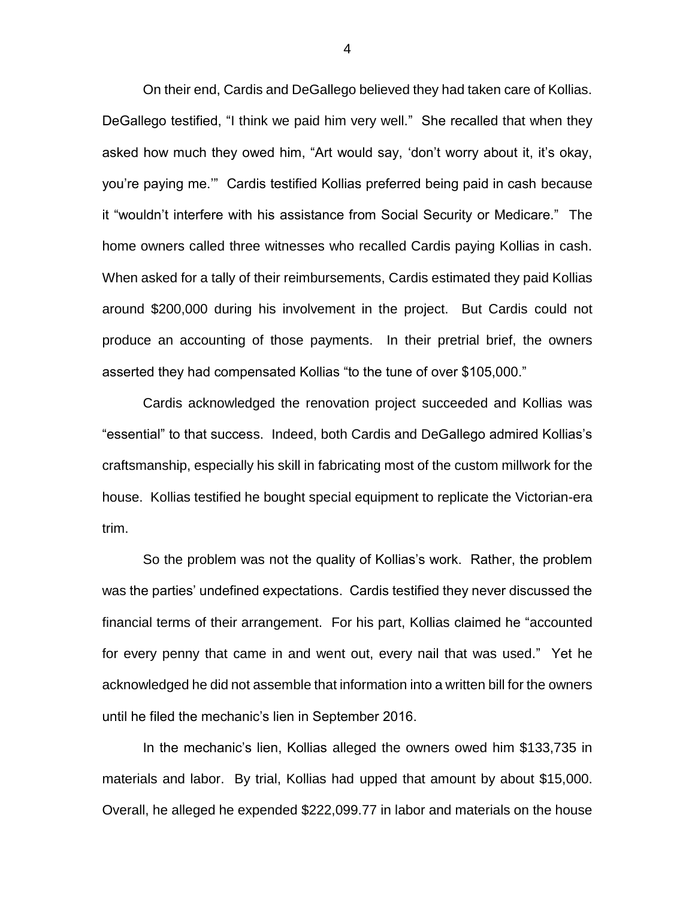On their end, Cardis and DeGallego believed they had taken care of Kollias. DeGallego testified, "I think we paid him very well." She recalled that when they asked how much they owed him, "Art would say, 'don't worry about it, it's okay, you're paying me.'" Cardis testified Kollias preferred being paid in cash because it "wouldn't interfere with his assistance from Social Security or Medicare." The home owners called three witnesses who recalled Cardis paying Kollias in cash. When asked for a tally of their reimbursements, Cardis estimated they paid Kollias around $200,000 during his involvement in the project. But Cardis could not produce an accounting of those payments. In their pretrial brief, the owners asserted they had compensated Kollias "to the tune of over $105,000."

Cardis acknowledged the renovation project succeeded and Kollias was "essential" to that success. Indeed, both Cardis and DeGallego admired Kollias's craftsmanship, especially his skill in fabricating most of the custom millwork for the house. Kollias testified he bought special equipment to replicate the Victorian-era trim.

So the problem was not the quality of Kollias's work. Rather, the problem was the parties' undefined expectations. Cardis testified they never discussed the financial terms of their arrangement. For his part, Kollias claimed he "accounted for every penny that came in and went out, every nail that was used." Yet he acknowledged he did not assemble that information into a written bill for the owners until he filed the mechanic's lien in September 2016.

In the mechanic's lien, Kollias alleged the owners owed him $133,735 in materials and labor. By trial, Kollias had upped that amount by about $15,000. Overall, he alleged he expended $222,099.77 in labor and materials on the house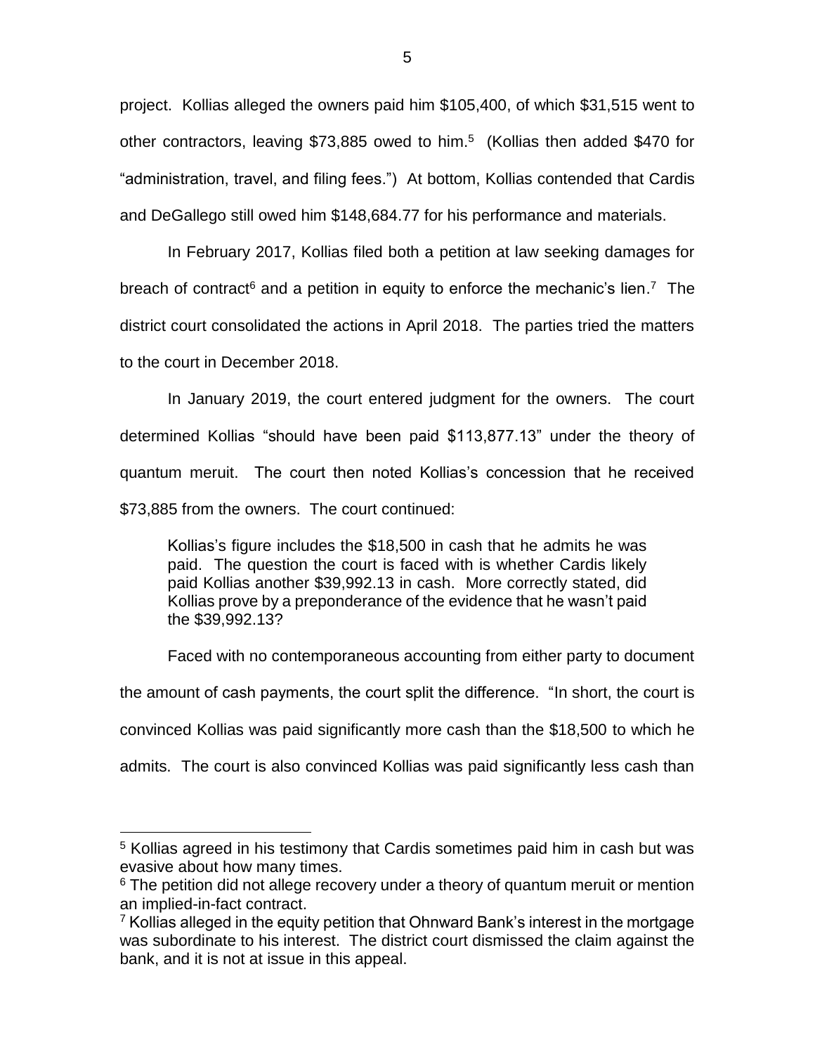project. Kollias alleged the owners paid him $105,400, of which $31,515 went to other contractors, leaving $73,885 owed to him.[5] (Kollias then added $470 for "administration, travel, and filing fees.") At bottom, Kollias contended that Cardis and DeGallego still owed him $148,684.77 for his performance and materials.

In February 2017, Kollias filed both a petition at law seeking damages for breach of contract[6] and a petition in equity to enforce the mechanic's lien.[7] The district court consolidated the actions in April 2018. The parties tried the matters to the court in December 2018.

In January 2019, the court entered judgment for the owners. The court determined Kollias "should have been paid $113,877.13" under the theory of quantum meruit. The court then noted Kollias's concession that he received $73,885 from the owners. The court continued:

> Kollias's figure includes the $18,500 in cash that he admits he was paid. The question the court is faced with is whether Cardis likely paid Kollias another $39,992.13 in cash. More correctly stated, did Kollias prove by a preponderance of the evidence that he wasn't paid the $39,992.13?

Faced with no contemporaneous accounting from either party to document the amount of cash payments, the court split the difference. "In short, the court is convinced Kollias was paid significantly more cash than the $18,500 to which he admits. The court is also convinced Kollias was paid significantly less cash than

---

[5] Kollias agreed in his testimony that Cardis sometimes paid him in cash but was evasive about how many times.

[6] The petition did not allege recovery under a theory of quantum meruit or mention an implied-in-fact contract.

[7] Kollias alleged in the equity petition that Ohnward Bank's interest in the mortgage was subordinate to his interest. The district court dismissed the claim against the bank, and it is not at issue in this appeal.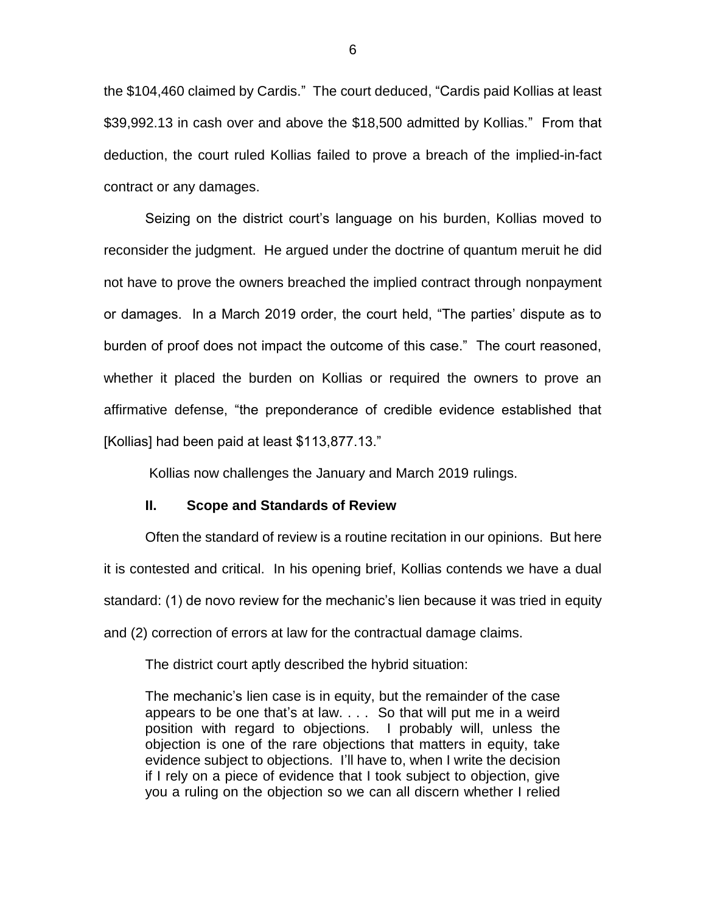the $104,460 claimed by Cardis." The court deduced, "Cardis paid Kollias at least $39,992.13 in cash over and above the $18,500 admitted by Kollias." From that deduction, the court ruled Kollias failed to prove a breach of the implied-in-fact contract or any damages.

Seizing on the district court's language on his burden, Kollias moved to reconsider the judgment. He argued under the doctrine of quantum meruit he did not have to prove the owners breached the implied contract through nonpayment or damages. In a March 2019 order, the court held, "The parties' dispute as to burden of proof does not impact the outcome of this case." The court reasoned, whether it placed the burden on Kollias or required the owners to prove an affirmative defense, "the preponderance of credible evidence established that [Kollias] had been paid at least $113,877.13."

Kollias now challenges the January and March 2019 rulings.

## II. Scope and Standards of Review

Often the standard of review is a routine recitation in our opinions. But here it is contested and critical. In his opening brief, Kollias contends we have a dual standard: (1) de novo review for the mechanic's lien because it was tried in equity and (2) correction of errors at law for the contractual damage claims.

The district court aptly described the hybrid situation:

> The mechanic's lien case is in equity, but the remainder of the case appears to be one that's at law. . . . So that will put me in a weird position with regard to objections. I probably will, unless the objection is one of the rare objections that matters in equity, take evidence subject to objections. I'll have to, when I write the decision if I rely on a piece of evidence that I took subject to objection, give you a ruling on the objection so we can all discern whether I relied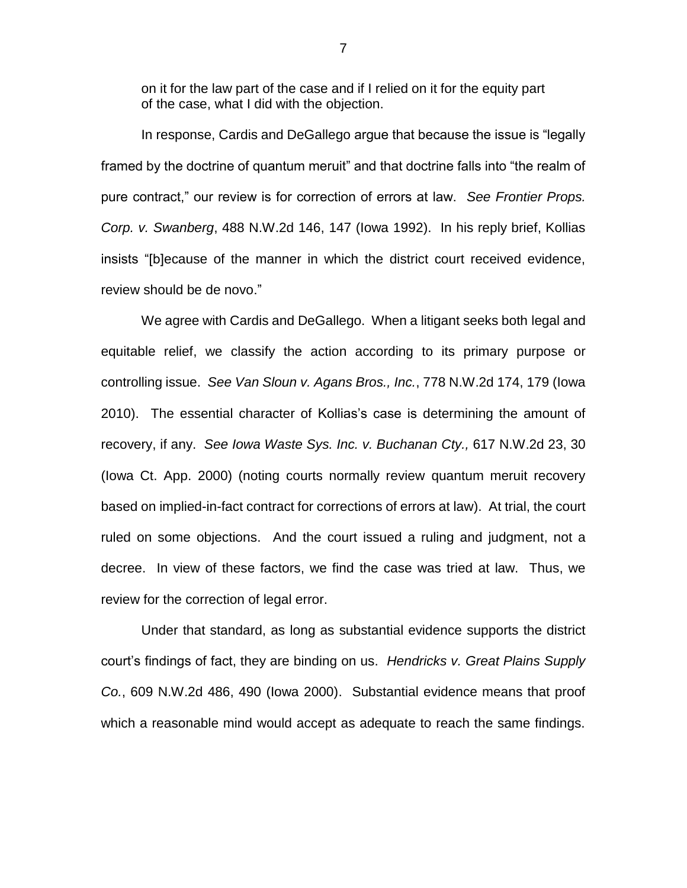> on it for the law part of the case and if I relied on it for the equity part of the case, what I did with the objection.

In response, Cardis and DeGallego argue that because the issue is "legally framed by the doctrine of quantum meruit" and that doctrine falls into "the realm of pure contract," our review is for correction of errors at law. *See Frontier Props. Corp. v. Swanberg*, 488 N.W.2d 146, 147 (Iowa 1992). In his reply brief, Kollias insists "[b]ecause of the manner in which the district court received evidence, review should be de novo."

We agree with Cardis and DeGallego. When a litigant seeks both legal and equitable relief, we classify the action according to its primary purpose or controlling issue. *See Van Sloun v. Agans Bros., Inc.*, 778 N.W.2d 174, 179 (Iowa 2010). The essential character of Kollias's case is determining the amount of recovery, if any. *See Iowa Waste Sys. Inc. v. Buchanan Cty.,* 617 N.W.2d 23, 30 (Iowa Ct. App. 2000) (noting courts normally review quantum meruit recovery based on implied-in-fact contract for corrections of errors at law). At trial, the court ruled on some objections. And the court issued a ruling and judgment, not a decree. In view of these factors, we find the case was tried at law. Thus, we review for the correction of legal error.

Under that standard, as long as substantial evidence supports the district court's findings of fact, they are binding on us. *Hendricks v. Great Plains Supply Co.*, 609 N.W.2d 486, 490 (Iowa 2000). Substantial evidence means that proof which a reasonable mind would accept as adequate to reach the same findings.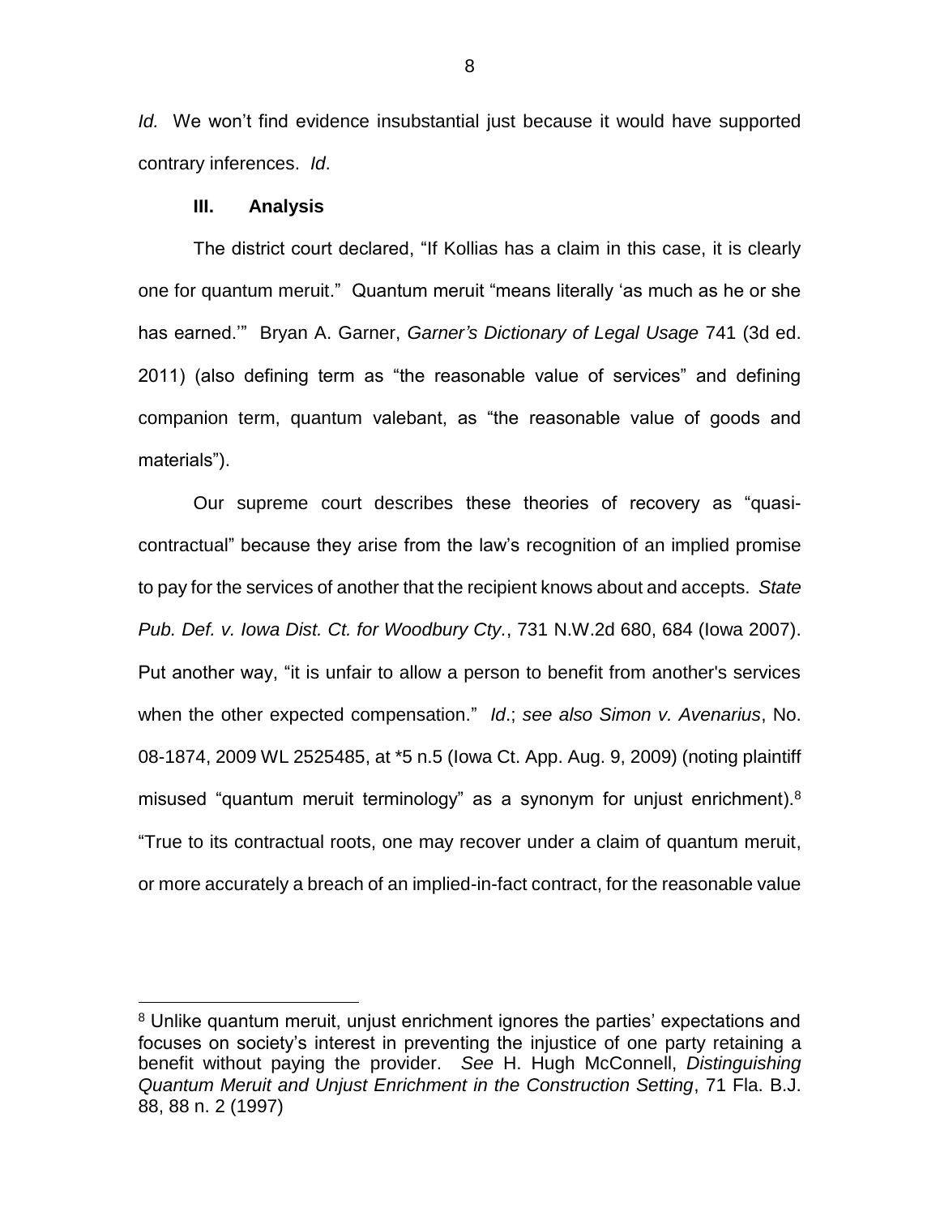*Id.* We won't find evidence insubstantial just because it would have supported contrary inferences. *Id*.

## III. Analysis

The district court declared, "If Kollias has a claim in this case, it is clearly one for quantum meruit." Quantum meruit "means literally 'as much as he or she has earned.'" Bryan A. Garner, *Garner's Dictionary of Legal Usage* 741 (3d ed. 2011) (also defining term as "the reasonable value of services" and defining companion term, quantum valebant, as "the reasonable value of goods and materials").

Our supreme court describes these theories of recovery as "quasi-contractual" because they arise from the law's recognition of an implied promise to pay for the services of another that the recipient knows about and accepts. *State Pub. Def. v. Iowa Dist. Ct. for Woodbury Cty.*, 731 N.W.2d 680, 684 (Iowa 2007). Put another way, "it is unfair to allow a person to benefit from another's services when the other expected compensation." *Id*.; *see also Simon v. Avenarius*, No. 08-1874, 2009 WL 2525485, at *5 n.5 (Iowa Ct. App. Aug. 9, 2009) (noting plaintiff misused "quantum meruit terminology" as a synonym for unjust enrichment).[8] "True to its contractual roots, one may recover under a claim of quantum meruit, or more accurately a breach of an implied-in-fact contract, for the reasonable value

[8] Unlike quantum meruit, unjust enrichment ignores the parties' expectations and focuses on society's interest in preventing the injustice of one party retaining a benefit without paying the provider. *See* H. Hugh McConnell, *Distinguishing Quantum Meruit and Unjust Enrichment in the Construction Setting*, 71 Fla. B.J. 88, 88 n. 2 (1997)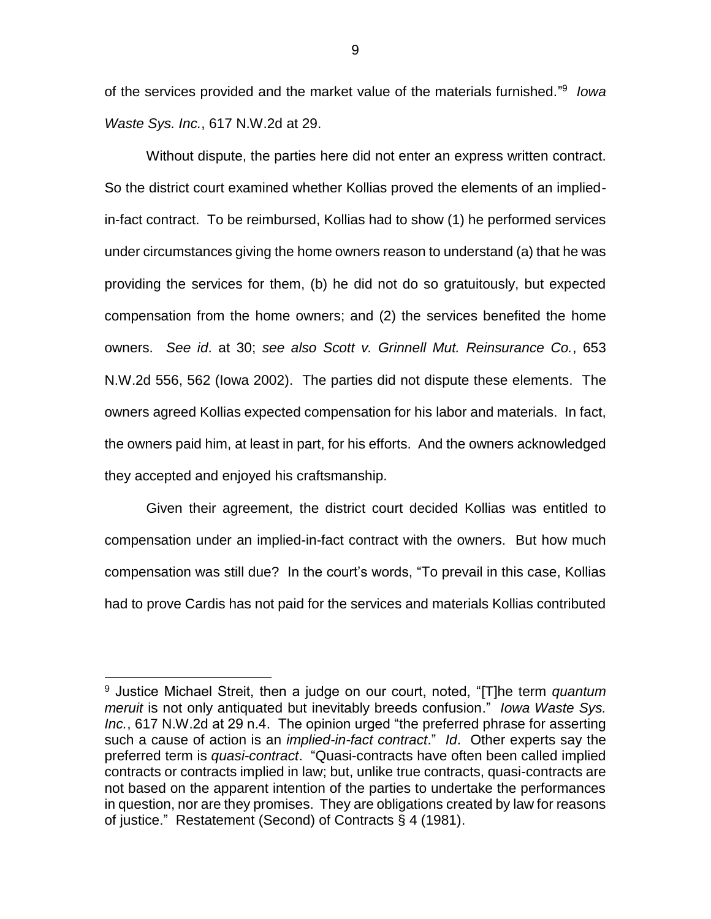of the services provided and the market value of the materials furnished."[9] *Iowa Waste Sys. Inc.*, 617 N.W.2d at 29.

Without dispute, the parties here did not enter an express written contract. So the district court examined whether Kollias proved the elements of an implied-in-fact contract. To be reimbursed, Kollias had to show (1) he performed services under circumstances giving the home owners reason to understand (a) that he was providing the services for them, (b) he did not do so gratuitously, but expected compensation from the home owners; and (2) the services benefited the home owners. *See id*. at 30; *see also Scott v. Grinnell Mut. Reinsurance Co.*, 653 N.W.2d 556, 562 (Iowa 2002). The parties did not dispute these elements. The owners agreed Kollias expected compensation for his labor and materials. In fact, the owners paid him, at least in part, for his efforts. And the owners acknowledged they accepted and enjoyed his craftsmanship.

Given their agreement, the district court decided Kollias was entitled to compensation under an implied-in-fact contract with the owners. But how much compensation was still due? In the court's words, "To prevail in this case, Kollias had to prove Cardis has not paid for the services and materials Kollias contributed

---

[9] Justice Michael Streit, then a judge on our court, noted, "[T]he term *quantum meruit* is not only antiquated but inevitably breeds confusion." *Iowa Waste Sys. Inc.*, 617 N.W.2d at 29 n.4. The opinion urged "the preferred phrase for asserting such a cause of action is an *implied-in-fact contract*." *Id*. Other experts say the preferred term is *quasi-contract*. "Quasi-contracts have often been called implied contracts or contracts implied in law; but, unlike true contracts, quasi-contracts are not based on the apparent intention of the parties to undertake the performances in question, nor are they promises. They are obligations created by law for reasons of justice." Restatement (Second) of Contracts § 4 (1981).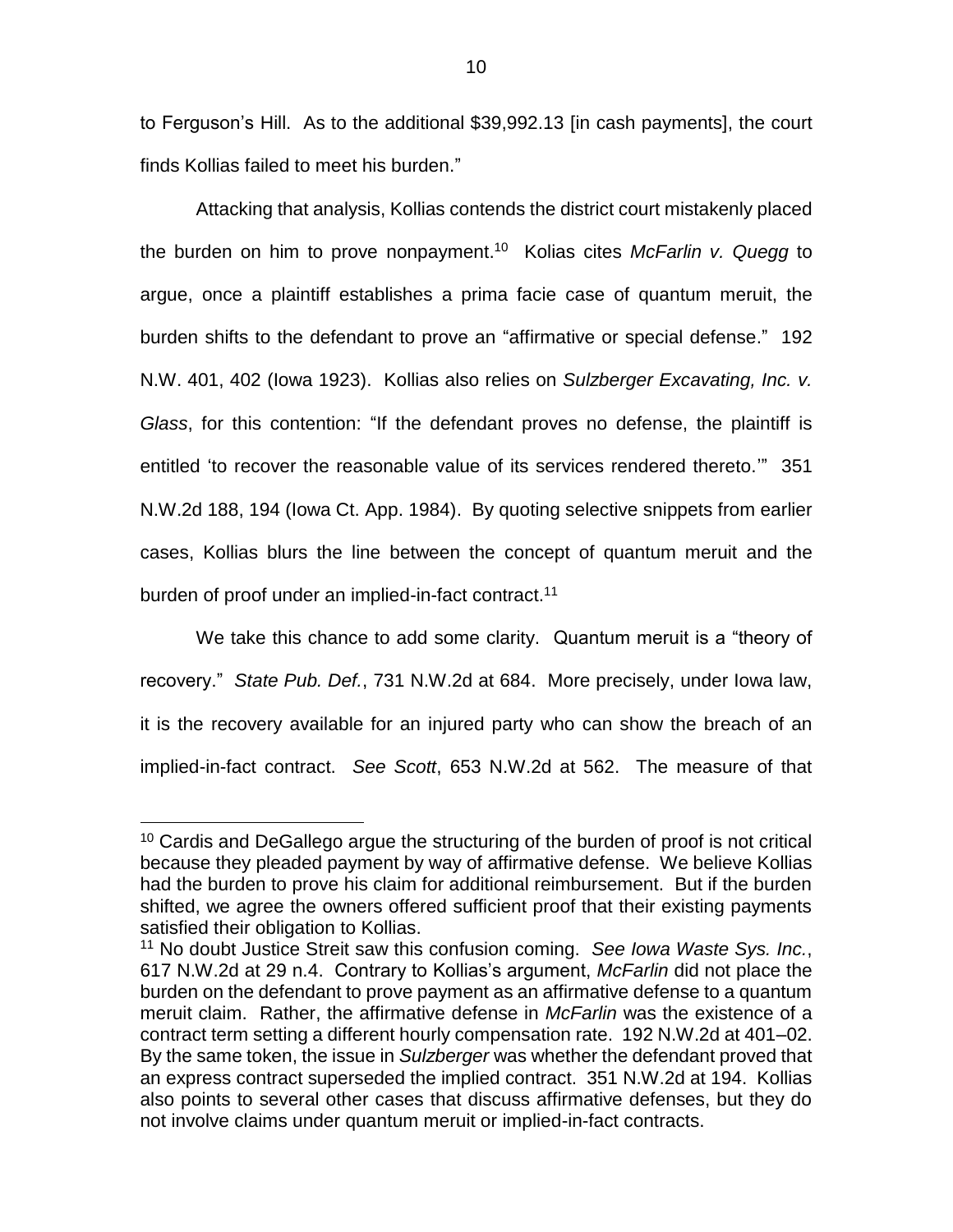to Ferguson's Hill. As to the additional $39,992.13 [in cash payments], the court finds Kollias failed to meet his burden."

Attacking that analysis, Kollias contends the district court mistakenly placed the burden on him to prove nonpayment.[10] Kollias cites *McFarlin v. Quegg* to argue, once a plaintiff establishes a prima facie case of quantum meruit, the burden shifts to the defendant to prove an "affirmative or special defense." 192 N.W. 401, 402 (Iowa 1923). Kollias also relies on *Sulzberger Excavating, Inc. v. Glass*, for this contention: "If the defendant proves no defense, the plaintiff is entitled 'to recover the reasonable value of its services rendered thereto.'" 351 N.W.2d 188, 194 (Iowa Ct. App. 1984). By quoting selective snippets from earlier cases, Kollias blurs the line between the concept of quantum meruit and the burden of proof under an implied-in-fact contract.[11]

We take this chance to add some clarity. Quantum meruit is a "theory of recovery." *State Pub. Def.*, 731 N.W.2d at 684. More precisely, under Iowa law, it is the recovery available for an injured party who can show the breach of an implied-in-fact contract. *See Scott*, 653 N.W.2d at 562. The measure of that

---

[10] Cardis and DeGallego argue the structuring of the burden of proof is not critical because they pleaded payment by way of affirmative defense. We believe Kollias had the burden to prove his claim for additional reimbursement. But if the burden shifted, we agree the owners offered sufficient proof that their existing payments satisfied their obligation to Kollias.

[11] No doubt Justice Streit saw this confusion coming. *See Iowa Waste Sys. Inc.*, 617 N.W.2d at 29 n.4. Contrary to Kollias's argument, *McFarlin* did not place the burden on the defendant to prove payment as an affirmative defense to a quantum meruit claim. Rather, the affirmative defense in *McFarlin* was the existence of a contract term setting a different hourly compensation rate. 192 N.W.2d at 401–02. By the same token, the issue in *Sulzberger* was whether the defendant proved that an express contract superseded the implied contract. 351 N.W.2d at 194. Kollias also points to several other cases that discuss affirmative defenses, but they do not involve claims under quantum meruit or implied-in-fact contracts.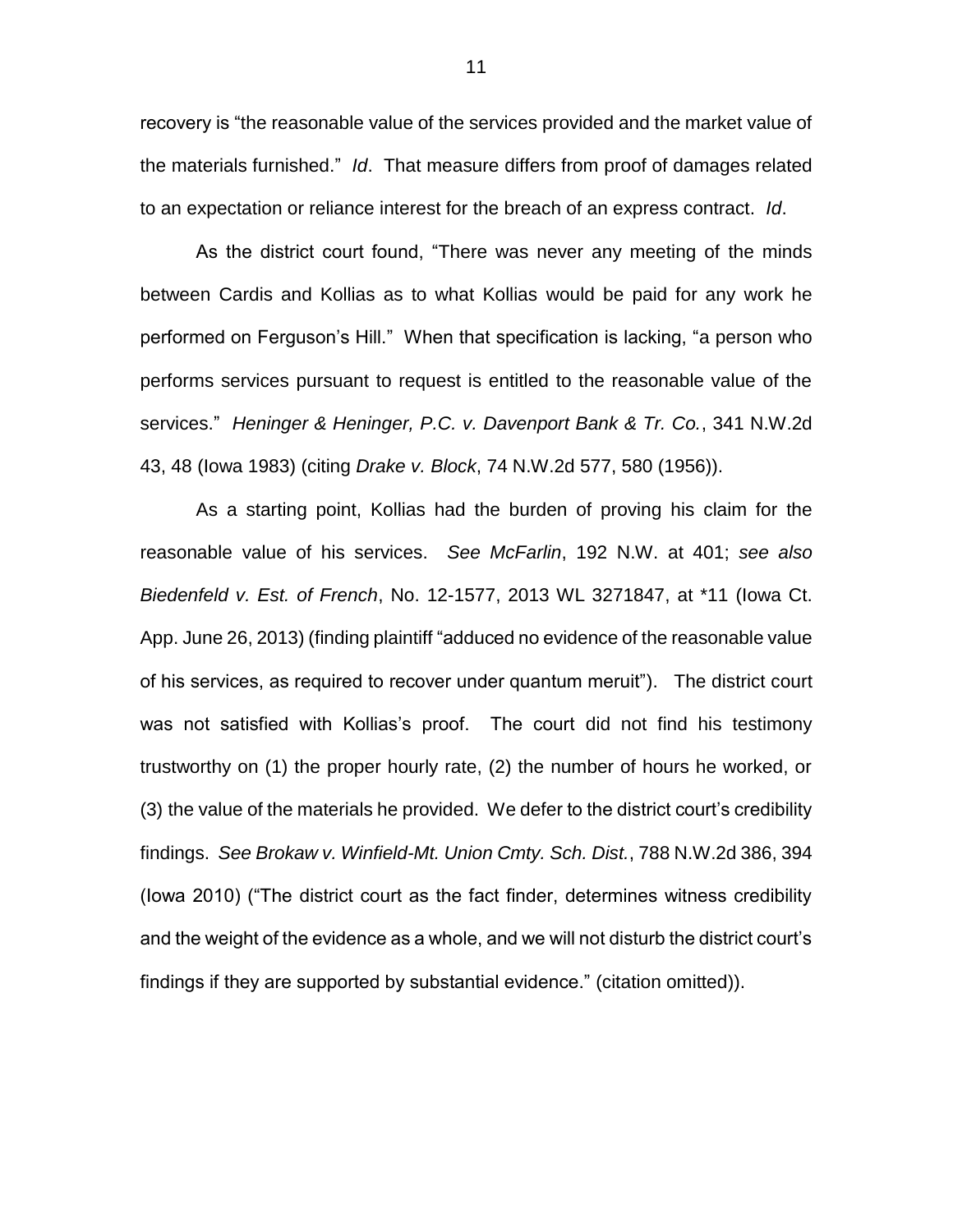recovery is "the reasonable value of the services provided and the market value of the materials furnished." *Id*. That measure differs from proof of damages related to an expectation or reliance interest for the breach of an express contract. *Id*.

As the district court found, "There was never any meeting of the minds between Cardis and Kollias as to what Kollias would be paid for any work he performed on Ferguson's Hill." When that specification is lacking, "a person who performs services pursuant to request is entitled to the reasonable value of the services." *Heninger & Heninger, P.C. v. Davenport Bank & Tr. Co.*, 341 N.W.2d 43, 48 (Iowa 1983) (citing *Drake v. Block*, 74 N.W.2d 577, 580 (1956)).

As a starting point, Kollias had the burden of proving his claim for the reasonable value of his services. *See McFarlin*, 192 N.W. at 401; *see also Biedenfeld v. Est. of French*, No. 12-1577, 2013 WL 3271847, at *11 (Iowa Ct. App. June 26, 2013) (finding plaintiff "adduced no evidence of the reasonable value of his services, as required to recover under quantum meruit"). The district court was not satisfied with Kollias's proof. The court did not find his testimony trustworthy on (1) the proper hourly rate, (2) the number of hours he worked, or (3) the value of the materials he provided. We defer to the district court's credibility findings. *See Brokaw v. Winfield-Mt. Union Cmty. Sch. Dist.*, 788 N.W.2d 386, 394 (Iowa 2010) ("The district court as the fact finder, determines witness credibility and the weight of the evidence as a whole, and we will not disturb the district court's findings if they are supported by substantial evidence." (citation omitted)).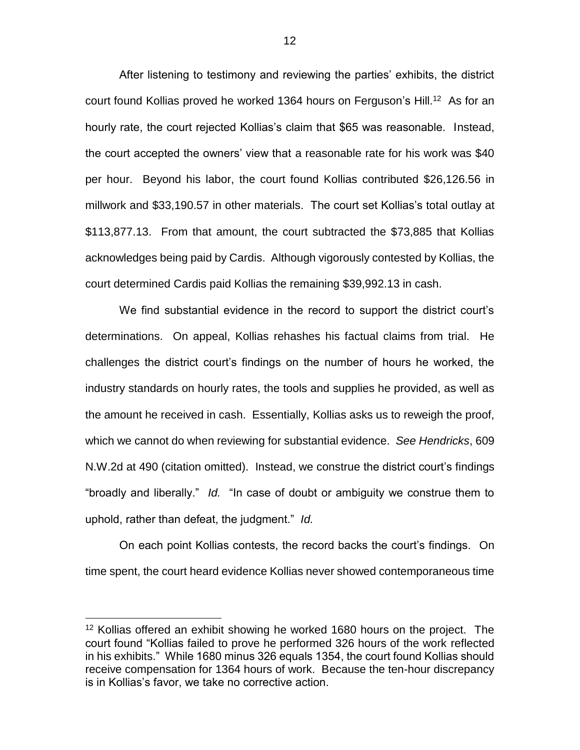After listening to testimony and reviewing the parties' exhibits, the district court found Kollias proved he worked 1364 hours on Ferguson's Hill.[12] As for an hourly rate, the court rejected Kollias's claim that $65 was reasonable. Instead, the court accepted the owners' view that a reasonable rate for his work was $40 per hour. Beyond his labor, the court found Kollias contributed $26,126.56 in millwork and $33,190.57 in other materials. The court set Kollias's total outlay at $113,877.13. From that amount, the court subtracted the $73,885 that Kollias acknowledges being paid by Cardis. Although vigorously contested by Kollias, the court determined Cardis paid Kollias the remaining $39,992.13 in cash.

We find substantial evidence in the record to support the district court's determinations. On appeal, Kollias rehashes his factual claims from trial. He challenges the district court's findings on the number of hours he worked, the industry standards on hourly rates, the tools and supplies he provided, as well as the amount he received in cash. Essentially, Kollias asks us to reweigh the proof, which we cannot do when reviewing for substantial evidence. *See Hendricks*, 609 N.W.2d at 490 (citation omitted). Instead, we construe the district court's findings "broadly and liberally." *Id.* "In case of doubt or ambiguity we construe them to uphold, rather than defeat, the judgment." *Id.*

On each point Kollias contests, the record backs the court's findings. On time spent, the court heard evidence Kollias never showed contemporaneous time

---

[12] Kollias offered an exhibit showing he worked 1680 hours on the project. The court found "Kollias failed to prove he performed 326 hours of the work reflected in his exhibits." While 1680 minus 326 equals 1354, the court found Kollias should receive compensation for 1364 hours of work. Because the ten-hour discrepancy is in Kollias's favor, we take no corrective action.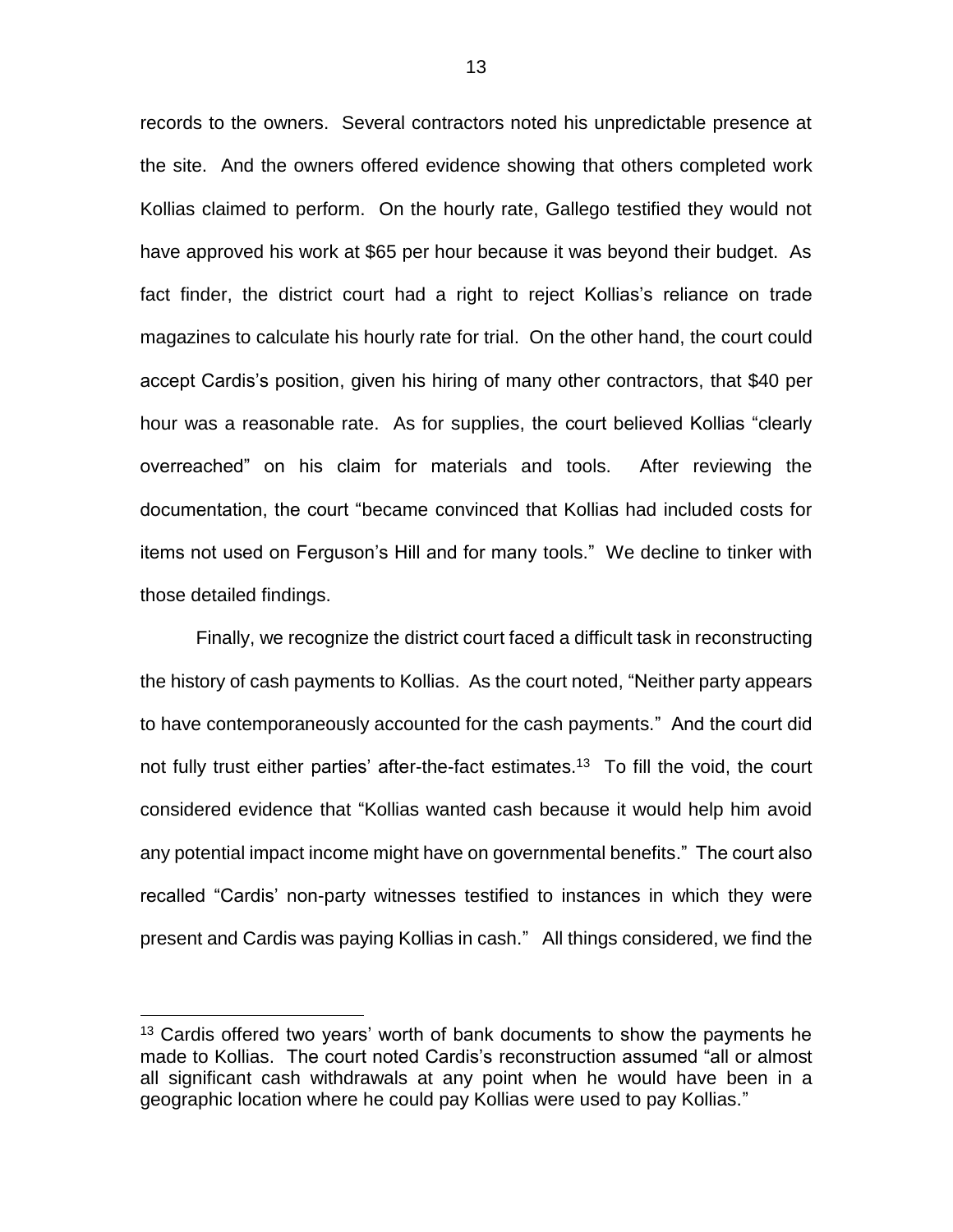records to the owners. Several contractors noted his unpredictable presence at the site. And the owners offered evidence showing that others completed work Kollias claimed to perform. On the hourly rate, Gallego testified they would not have approved his work at $65 per hour because it was beyond their budget. As fact finder, the district court had a right to reject Kollias's reliance on trade magazines to calculate his hourly rate for trial. On the other hand, the court could accept Cardis's position, given his hiring of many other contractors, that $40 per hour was a reasonable rate. As for supplies, the court believed Kollias "clearly overreached" on his claim for materials and tools. After reviewing the documentation, the court "became convinced that Kollias had included costs for items not used on Ferguson's Hill and for many tools." We decline to tinker with those detailed findings.

Finally, we recognize the district court faced a difficult task in reconstructing the history of cash payments to Kollias. As the court noted, "Neither party appears to have contemporaneously accounted for the cash payments." And the court did not fully trust either parties' after-the-fact estimates.[13] To fill the void, the court considered evidence that "Kollias wanted cash because it would help him avoid any potential impact income might have on governmental benefits." The court also recalled "Cardis' non-party witnesses testified to instances in which they were present and Cardis was paying Kollias in cash." All things considered, we find the

[13] Cardis offered two years' worth of bank documents to show the payments he made to Kollias. The court noted Cardis's reconstruction assumed "all or almost all significant cash withdrawals at any point when he would have been in a geographic location where he could pay Kollias were used to pay Kollias."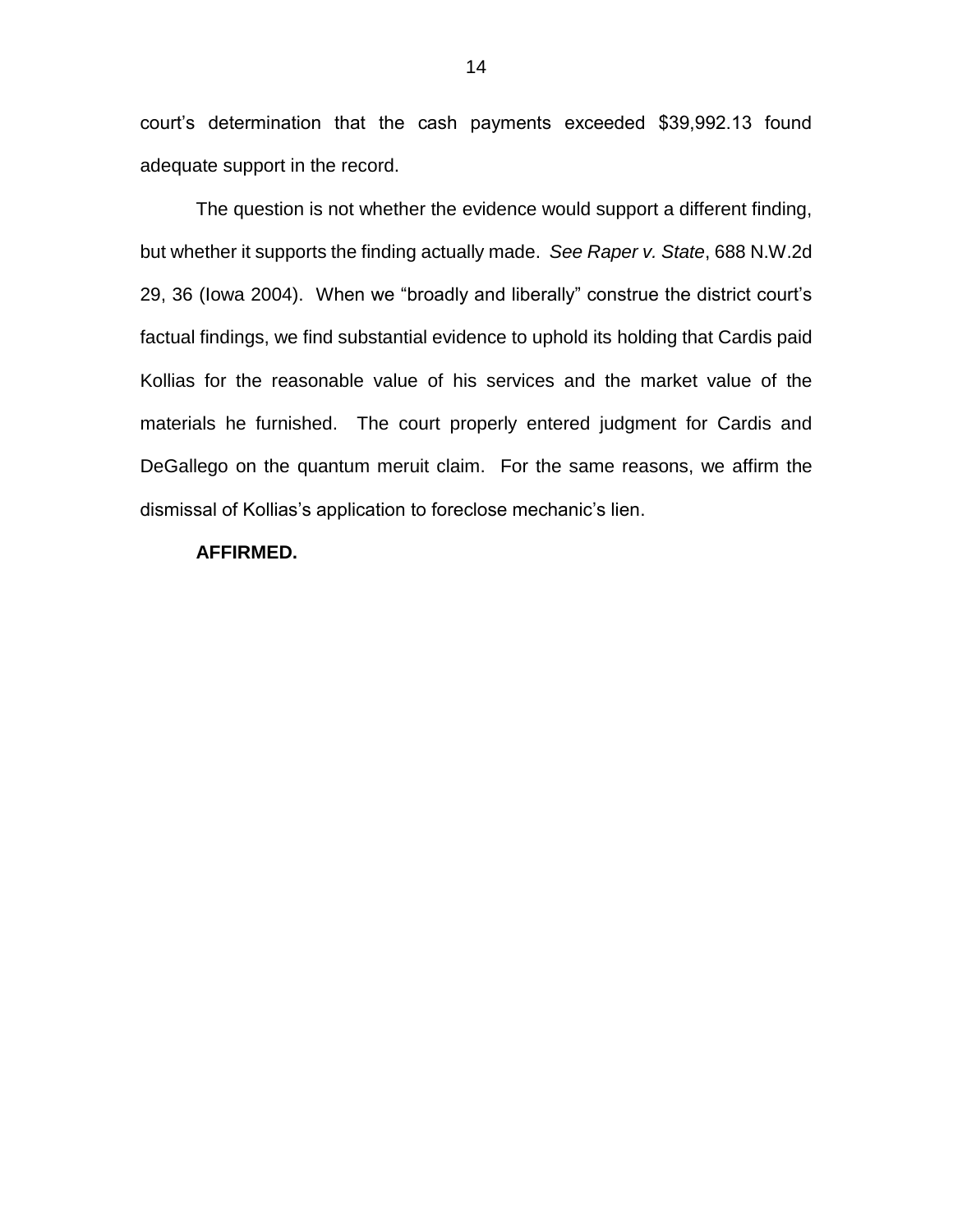court's determination that the cash payments exceeded $39,992.13 found adequate support in the record.

The question is not whether the evidence would support a different finding, but whether it supports the finding actually made. *See Raper v. State*, 688 N.W.2d 29, 36 (Iowa 2004). When we "broadly and liberally" construe the district court's factual findings, we find substantial evidence to uphold its holding that Cardis paid Kollias for the reasonable value of his services and the market value of the materials he furnished. The court properly entered judgment for Cardis and DeGallego on the quantum meruit claim. For the same reasons, we affirm the dismissal of Kollias's application to foreclose mechanic's lien.

**AFFIRMED.**